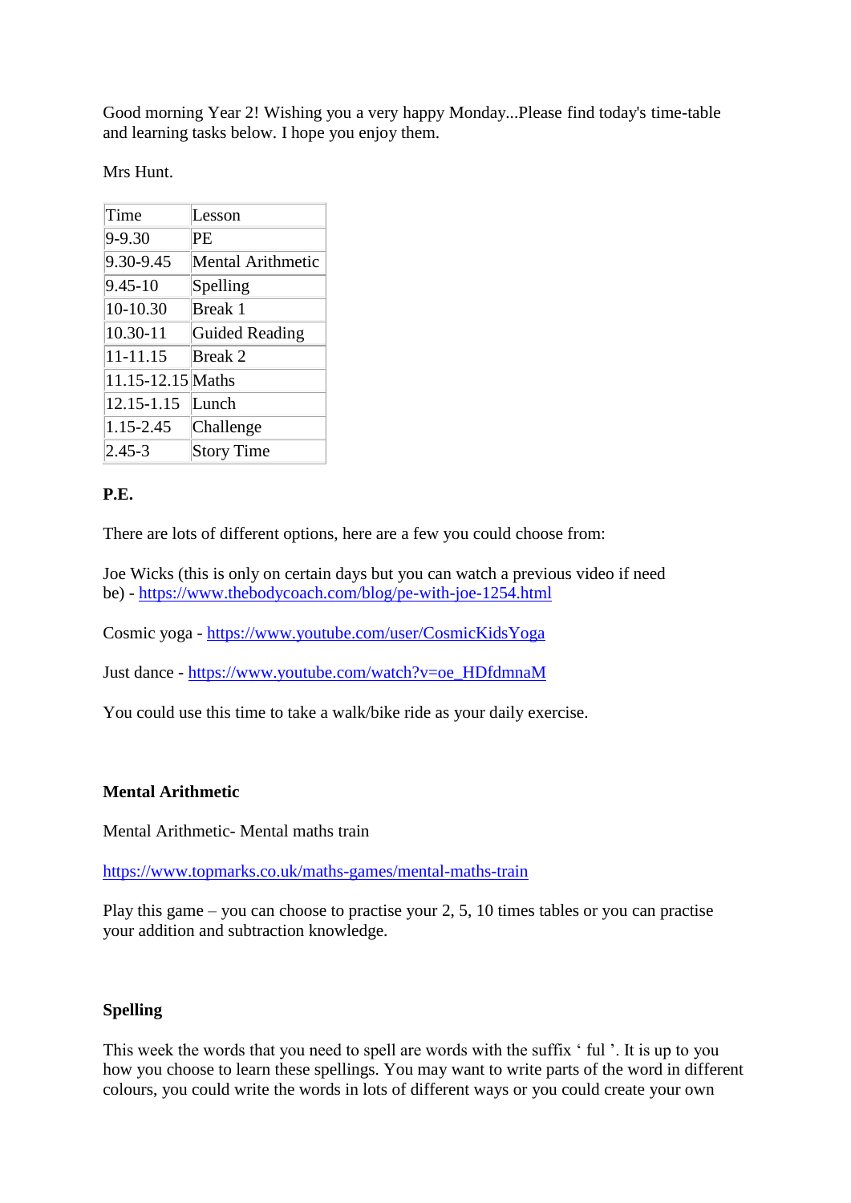Good morning Year 2! Wishing you a very happy Monday...Please find today's time-table and learning tasks below. I hope you enjoy them.

Mrs Hunt.

| Time | Lesson |
|---|---|
| 9-9.30 | PE |
| 9.30-9.45 | Mental Arithmetic |
| 9.45-10 | Spelling |
| 10-10.30 | Break 1 |
| 10.30-11 | Guided Reading |
| 11-11.15 | Break 2 |
| 11.15-12.15 | Maths |
| 12.15-1.15 | Lunch |
| 1.15-2.45 | Challenge |
| 2.45-3 | Story Time |

**P.E.**

There are lots of different options, here are a few you could choose from:

Joe Wicks (this is only on certain days but you can watch a previous video if need be) - https://www.thebodycoach.com/blog/pe-with-joe-1254.html

Cosmic yoga - https://www.youtube.com/user/CosmicKidsYoga

Just dance - https://www.youtube.com/watch?v=oe_HDfdmnaM

You could use this time to take a walk/bike ride as your daily exercise.

**Mental Arithmetic**

Mental Arithmetic- Mental maths train

https://www.topmarks.co.uk/maths-games/mental-maths-train

Play this game – you can choose to practise your 2, 5, 10 times tables or you can practise your addition and subtraction knowledge.

**Spelling**

This week the words that you need to spell are words with the suffix ' ful '. It is up to you how you choose to learn these spellings. You may want to write parts of the word in different colours, you could write the words in lots of different ways or you could create your own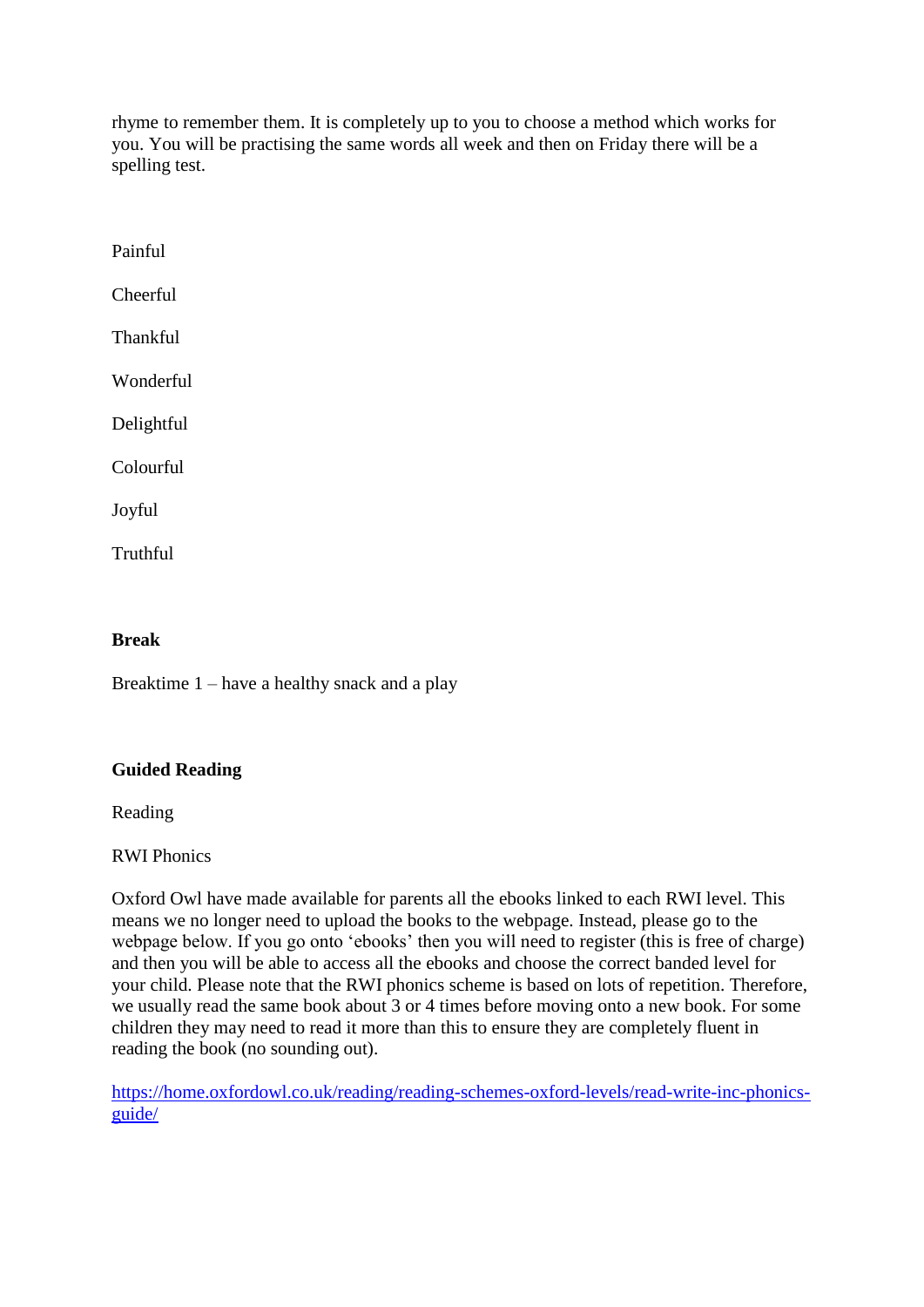rhyme to remember them. It is completely up to you to choose a method which works for you. You will be practising the same words all week and then on Friday there will be a spelling test.

Painful

Cheerful

Thankful

Wonderful

Delightful

Colourful

Joyful

Truthful

**Break**

Breaktime 1 – have a healthy snack and a play

**Guided Reading**

Reading

RWI Phonics

Oxford Owl have made available for parents all the ebooks linked to each RWI level. This means we no longer need to upload the books to the webpage. Instead, please go to the webpage below. If you go onto 'ebooks' then you will need to register (this is free of charge) and then you will be able to access all the ebooks and choose the correct banded level for your child. Please note that the RWI phonics scheme is based on lots of repetition. Therefore, we usually read the same book about 3 or 4 times before moving onto a new book. For some children they may need to read it more than this to ensure they are completely fluent in reading the book (no sounding out).

https://home.oxfordowl.co.uk/reading/reading-schemes-oxford-levels/read-write-inc-phonics-guide/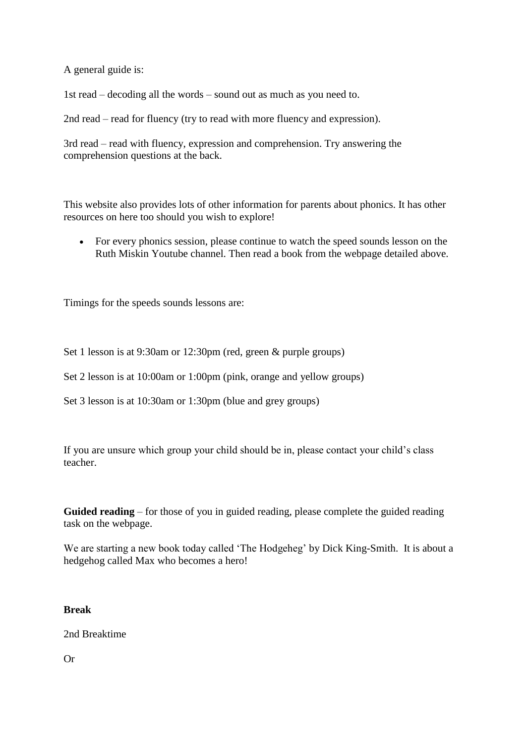A general guide is:

1st read – decoding all the words – sound out as much as you need to.

2nd read – read for fluency (try to read with more fluency and expression).

3rd read – read with fluency, expression and comprehension. Try answering the comprehension questions at the back.

This website also provides lots of other information for parents about phonics. It has other resources on here too should you wish to explore!

- For every phonics session, please continue to watch the speed sounds lesson on the Ruth Miskin Youtube channel. Then read a book from the webpage detailed above.

Timings for the speeds sounds lessons are:

Set 1 lesson is at 9:30am or 12:30pm (red, green & purple groups)

Set 2 lesson is at 10:00am or 1:00pm (pink, orange and yellow groups)

Set 3 lesson is at 10:30am or 1:30pm (blue and grey groups)

If you are unsure which group your child should be in, please contact your child's class teacher.

**Guided reading** – for those of you in guided reading, please complete the guided reading task on the webpage.

We are starting a new book today called 'The Hodgeheg' by Dick King-Smith. It is about a hedgehog called Max who becomes a hero!

**Break**

2nd Breaktime

Or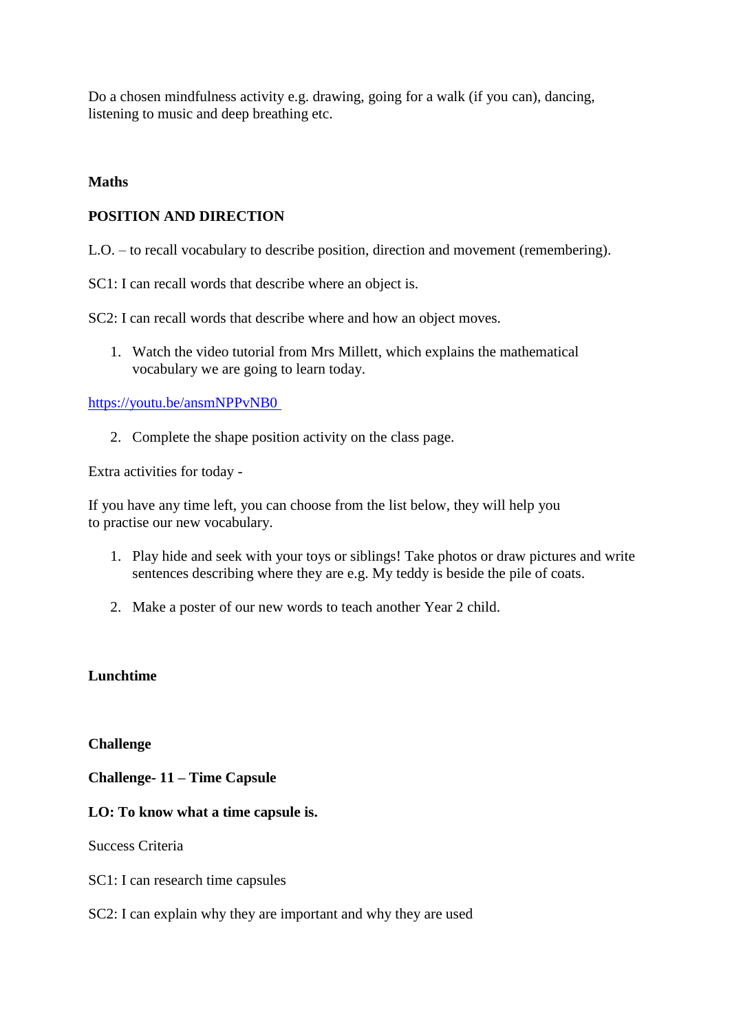Do a chosen mindfulness activity e.g. drawing, going for a walk (if you can), dancing, listening to music and deep breathing etc.

**Maths**

**POSITION AND DIRECTION**

L.O. – to recall vocabulary to describe position, direction and movement (remembering).

SC1: I can recall words that describe where an object is.

SC2: I can recall words that describe where and how an object moves.

1. Watch the video tutorial from Mrs Millett, which explains the mathematical vocabulary we are going to learn today.

[https://youtu.be/ansmNPPvNB0](https://youtu.be/ansmNPPvNB0)

2. Complete the shape position activity on the class page.

Extra activities for today -

If you have any time left, you can choose from the list below, they will help you to practise our new vocabulary.

1. Play hide and seek with your toys or siblings! Take photos or draw pictures and write sentences describing where they are e.g. My teddy is beside the pile of coats.

2. Make a poster of our new words to teach another Year 2 child.

**Lunchtime**

**Challenge**

**Challenge- 11 – Time Capsule**

**LO: To know what a time capsule is.**

Success Criteria

SC1: I can research time capsules

SC2: I can explain why they are important and why they are used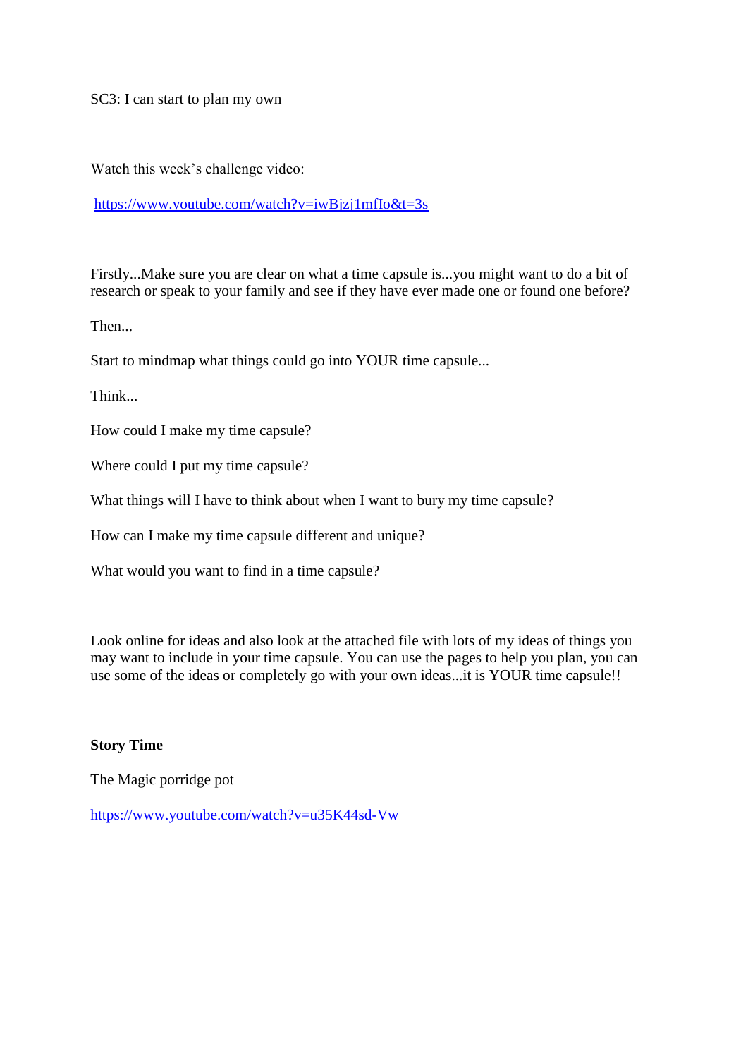SC3: I can start to plan my own

Watch this week's challenge video:

https://www.youtube.com/watch?v=iwBjzj1mfIo&t=3s

Firstly...Make sure you are clear on what a time capsule is...you might want to do a bit of research or speak to your family and see if they have ever made one or found one before?

Then...

Start to mindmap what things could go into YOUR time capsule...

Think...

How could I make my time capsule?

Where could I put my time capsule?

What things will I have to think about when I want to bury my time capsule?

How can I make my time capsule different and unique?

What would you want to find in a time capsule?

Look online for ideas and also look at the attached file with lots of my ideas of things you may want to include in your time capsule. You can use the pages to help you plan, you can use some of the ideas or completely go with your own ideas...it is YOUR time capsule!!

**Story Time**

The Magic porridge pot

https://www.youtube.com/watch?v=u35K44sd-Vw